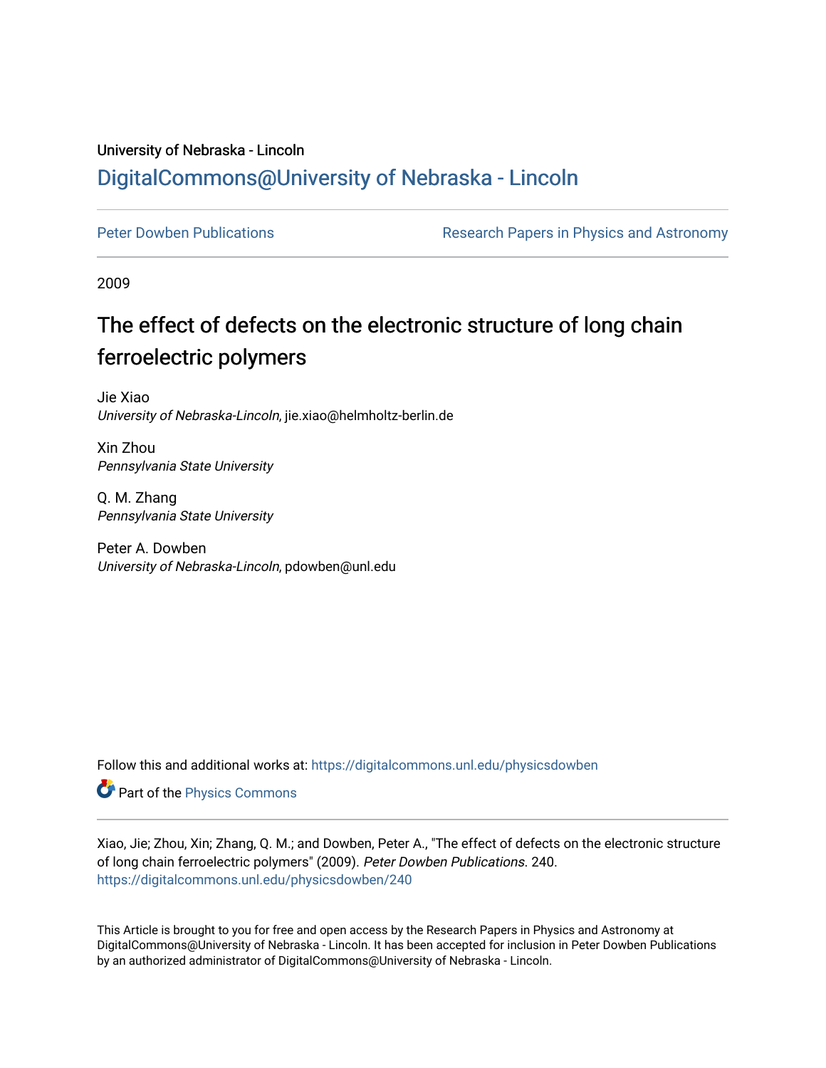University of Nebraska - Lincoln

## DigitalCommons@University of Nebraska - Lincoln

Peter Dowben Publications

Research Papers in Physics and Astronomy

2009

# The effect of defects on the electronic structure of long chain ferroelectric polymers

Jie Xiao
*University of Nebraska-Lincoln*, jie.xiao@helmholtz-berlin.de

Xin Zhou
*Pennsylvania State University*

Q. M. Zhang
*Pennsylvania State University*

Peter A. Dowben
*University of Nebraska-Lincoln*, pdowben@unl.edu

Follow this and additional works at: https://digitalcommons.unl.edu/physicsdowben

Part of the Physics Commons

Xiao, Jie; Zhou, Xin; Zhang, Q. M.; and Dowben, Peter A., "The effect of defects on the electronic structure of long chain ferroelectric polymers" (2009). *Peter Dowben Publications*. 240.
https://digitalcommons.unl.edu/physicsdowben/240

This Article is brought to you for free and open access by the Research Papers in Physics and Astronomy at DigitalCommons@University of Nebraska - Lincoln. It has been accepted for inclusion in Peter Dowben Publications by an authorized administrator of DigitalCommons@University of Nebraska - Lincoln.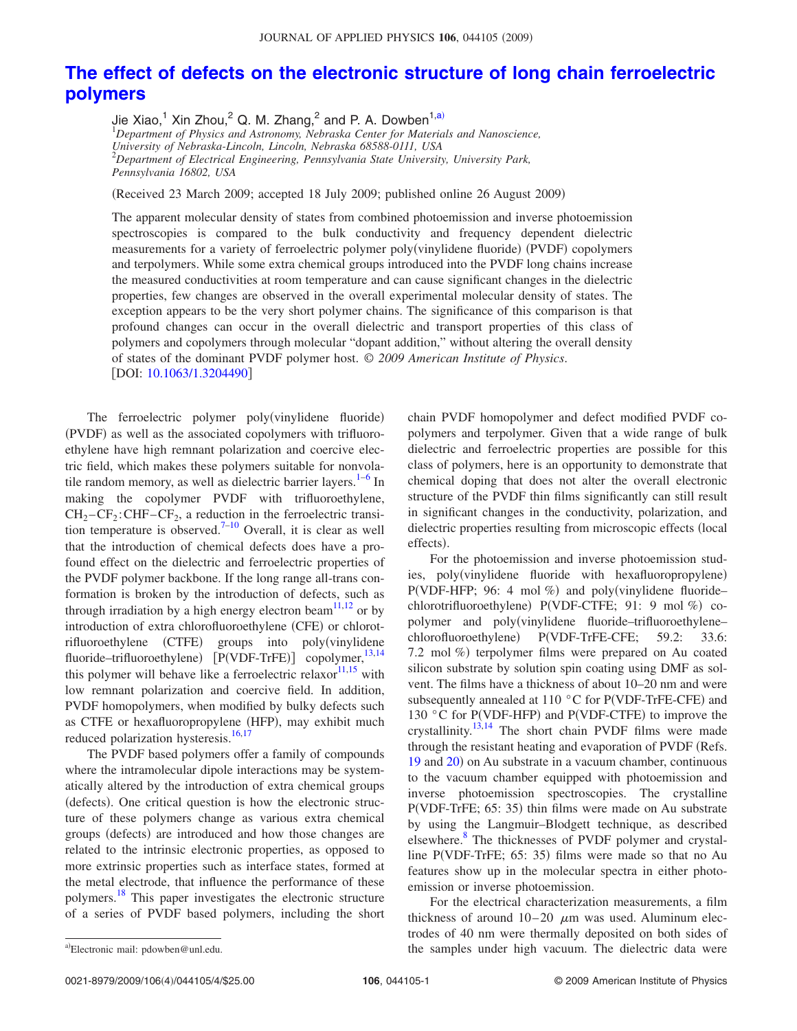# The effect of defects on the electronic structure of long chain ferroelectric polymers

Jie Xiao,[1] Xin Zhou,[2] Q. M. Zhang,[2] and P. A. Dowben[1,a)]

[1]*Department of Physics and Astronomy, Nebraska Center for Materials and Nanoscience, University of Nebraska-Lincoln, Lincoln, Nebraska 68588-0111, USA*

[2]*Department of Electrical Engineering, Pennsylvania State University, University Park, Pennsylvania 16802, USA*

(Received 23 March 2009; accepted 18 July 2009; published online 26 August 2009)

The apparent molecular density of states from combined photoemission and inverse photoemission spectroscopies is compared to the bulk conductivity and frequency dependent dielectric measurements for a variety of ferroelectric polymer poly(vinylidene fluoride) (PVDF) copolymers and terpolymers. While some extra chemical groups introduced into the PVDF long chains increase the measured conductivities at room temperature and can cause significant changes in the dielectric properties, few changes are observed in the overall experimental molecular density of states. The exception appears to be the very short polymer chains. The significance of this comparison is that profound changes can occur in the overall dielectric and transport properties of this class of polymers and copolymers through molecular "dopant addition," without altering the overall density of states of the dominant PVDF polymer host. © *2009 American Institute of Physics*. [DOI: 10.1063/1.3204490]

The ferroelectric polymer poly(vinylidene fluoride) (PVDF) as well as the associated copolymers with trifluoroethylene have high remnant polarization and coercive electric field, which makes these polymers suitable for nonvolatile random memory, as well as dielectric barrier layers.[1–6] In making the copolymer PVDF with trifluoroethylene, $CH_2-CF_2$:$CHF-CF_2$, a reduction in the ferroelectric transition temperature is observed.[7–10] Overall, it is clear as well that the introduction of chemical defects does have a profound effect on the dielectric and ferroelectric properties of the PVDF polymer backbone. If the long range all-trans conformation is broken by the introduction of defects, such as through irradiation by a high energy electron beam[11,12] or by introduction of extra chlorofluoroethylene (CFE) or chlorotrifluoroethylene (CTFE) groups into poly(vinylidene fluoride–trifluoroethylene) [P(VDF-TrFE)] copolymer,[13,14] this polymer will behave like a ferroelectric relaxor[11,15] with low remnant polarization and coercive field. In addition, PVDF homopolymers, when modified by bulky defects such as CTFE or hexafluoropropylene (HFP), may exhibit much reduced polarization hysteresis.[16,17]

The PVDF based polymers offer a family of compounds where the intramolecular dipole interactions may be systematically altered by the introduction of extra chemical groups (defects). One critical question is how the electronic structure of these polymers change as various extra chemical groups (defects) are introduced and how those changes are related to the intrinsic electronic properties, as opposed to more extrinsic properties such as interface states, formed at the metal electrode, that influence the performance of these polymers.[18] This paper investigates the electronic structure of a series of PVDF based polymers, including the short chain PVDF homopolymer and defect modified PVDF copolymers and terpolymer. Given that a wide range of bulk dielectric and ferroelectric properties are possible for this class of polymers, here is an opportunity to demonstrate that chemical doping that does not alter the overall electronic structure of the PVDF thin films significantly can still result in significant changes in the conductivity, polarization, and dielectric properties resulting from microscopic effects (local effects).

For the photoemission and inverse photoemission studies, poly(vinylidene fluoride with hexafluoropropylene) P(VDF-HFP; 96: 4 mol %) and poly(vinylidene fluoride–chlorotrifluoroethylene) P(VDF-CTFE; 91: 9 mol %) copolymer and poly(vinylidene fluoride–trifluoroethylene–chlorofluoroethylene) P(VDF-TrFE-CFE; 59.2: 33.6: 7.2 mol %) terpolymer films were prepared on Au coated silicon substrate by solution spin coating using DMF as solvent. The films have a thickness of about 10–20 nm and were subsequently annealed at 110 °C for P(VDF-TrFE-CFE) and 130 °C for P(VDF-HFP) and P(VDF-CTFE) to improve the crystallinity.[13,14] The short chain PVDF films were made through the resistant heating and evaporation of PVDF (Refs. 19 and 20) on Au substrate in a vacuum chamber, continuous to the vacuum chamber equipped with photoemission and inverse photoemission spectroscopies. The crystalline P(VDF-TrFE; 65: 35) thin films were made on Au substrate by using the Langmuir–Blodgett technique, as described elsewhere.[8] The thicknesses of PVDF polymer and crystalline P(VDF-TrFE; 65: 35) films were made so that no Au features show up in the molecular spectra in either photoemission or inverse photoemission.

For the electrical characterization measurements, a film thickness of around 10–20 $\mu$m was used. Aluminum electrodes of 40 nm were thermally deposited on both sides of the samples under high vacuum. The dielectric data were

[a)]Electronic mail: pdowben@unl.edu.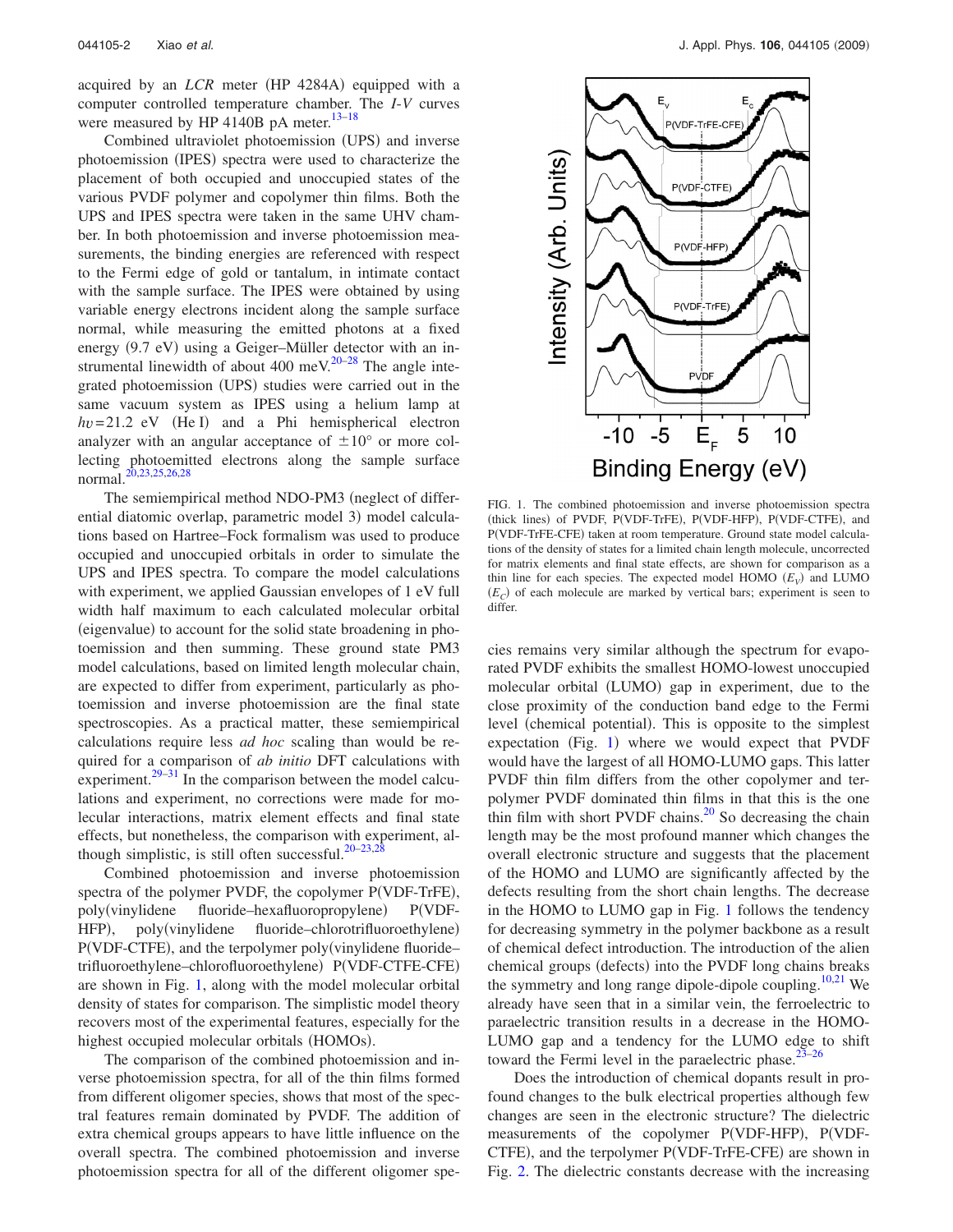acquired by an *LCR* meter (HP 4284A) equipped with a computer controlled temperature chamber. The *I-V* curves were measured by HP 4140B pA meter.[13–18]

Combined ultraviolet photoemission (UPS) and inverse photoemission (IPES) spectra were used to characterize the placement of both occupied and unoccupied states of the various PVDF polymer and copolymer thin films. Both the UPS and IPES spectra were taken in the same UHV chamber. In both photoemission and inverse photoemission measurements, the binding energies are referenced with respect to the Fermi edge of gold or tantalum, in intimate contact with the sample surface. The IPES were obtained by using variable energy electrons incident along the sample surface normal, while measuring the emitted photons at a fixed energy (9.7 eV) using a Geiger–Müller detector with an instrumental linewidth of about 400 meV.[20–28] The angle integrated photoemission (UPS) studies were carried out in the same vacuum system as IPES using a helium lamp at $h\upsilon = 21.2$ eV (He I) and a Phi hemispherical electron analyzer with an angular acceptance of $\pm 10°$ or more collecting photoemitted electrons along the sample surface normal.[20,23,25,26,28]

The semiempirical method NDO-PM3 (neglect of differential diatomic overlap, parametric model 3) model calculations based on Hartree–Fock formalism was used to produce occupied and unoccupied orbitals in order to simulate the UPS and IPES spectra. To compare the model calculations with experiment, we applied Gaussian envelopes of 1 eV full width half maximum to each calculated molecular orbital (eigenvalue) to account for the solid state broadening in photoemission and then summing. These ground state PM3 model calculations, based on limited length molecular chain, are expected to differ from experiment, particularly as photoemission and inverse photoemission are the final state spectroscopies. As a practical matter, these semiempirical calculations require less *ad hoc* scaling than would be required for a comparison of *ab initio* DFT calculations with experiment.[29–31] In the comparison between the model calculations and experiment, no corrections were made for molecular interactions, matrix element effects and final state effects, but nonetheless, the comparison with experiment, although simplistic, is still often successful.[20–23,28]

Combined photoemission and inverse photoemission spectra of the polymer PVDF, the copolymer P(VDF-TrFE), poly(vinylidene fluoride–hexafluoropropylene) P(VDF-HFP), poly(vinylidene fluoride–chlorotrifluoroethylene) P(VDF-CTFE), and the terpolymer poly(vinylidene fluoride–trifluoroethylene–chlorofluoroethylene) P(VDF-CTFE-CFE) are shown in Fig. 1, along with the model molecular orbital density of states for comparison. The simplistic model theory recovers most of the experimental features, especially for the highest occupied molecular orbitals (HOMOs).

The comparison of the combined photoemission and inverse photoemission spectra, for all of the thin films formed from different oligomer species, shows that most of the spectral features remain dominated by PVDF. The addition of extra chemical groups appears to have little influence on the overall spectra. The combined photoemission and inverse photoemission spectra for all of the different oligomer species remains very similar although the spectrum for evaporated PVDF exhibits the smallest HOMO-lowest unoccupied molecular orbital (LUMO) gap in experiment, due to the close proximity of the conduction band edge to the Fermi level (chemical potential). This is opposite to the simplest expectation (Fig. 1) where we would expect that PVDF would have the largest of all HOMO-LUMO gaps. This latter PVDF thin film differs from the other copolymer and terpolymer PVDF dominated thin films in that this is the one thin film with short PVDF chains.[20] So decreasing the chain length may be the most profound manner which changes the overall electronic structure and suggests that the placement of the HOMO and LUMO are significantly affected by the defects resulting from the short chain lengths. The decrease in the HOMO to LUMO gap in Fig. 1 follows the tendency for decreasing symmetry in the polymer backbone as a result of chemical defect introduction. The introduction of the alien chemical groups (defects) into the PVDF long chains breaks the symmetry and long range dipole-dipole coupling.[10,21] We already have seen that in a similar vein, the ferroelectric to paraelectric transition results in a decrease in the HOMO-LUMO gap and a tendency for the LUMO edge to shift toward the Fermi level in the paraelectric phase.[23–26]

Does the introduction of chemical dopants result in profound changes to the bulk electrical properties although few changes are seen in the electronic structure? The dielectric measurements of the copolymer P(VDF-HFP), P(VDF-CTFE), and the terpolymer P(VDF-TrFE-CFE) are shown in Fig. 2. The dielectric constants decrease with the increasing

FIG. 1. The combined photoemission and inverse photoemission spectra (thick lines) of PVDF, P(VDF-TrFE), P(VDF-HFP), P(VDF-CTFE), and P(VDF-TrFE-CFE) taken at room temperature. Ground state model calculations of the density of states for a limited chain length molecule, uncorrected for matrix elements and final state effects, are shown for comparison as a thin line for each species. The expected model HOMO ($E_V$) and LUMO ($E_C$) of each molecule are marked by vertical bars; experiment is seen to differ.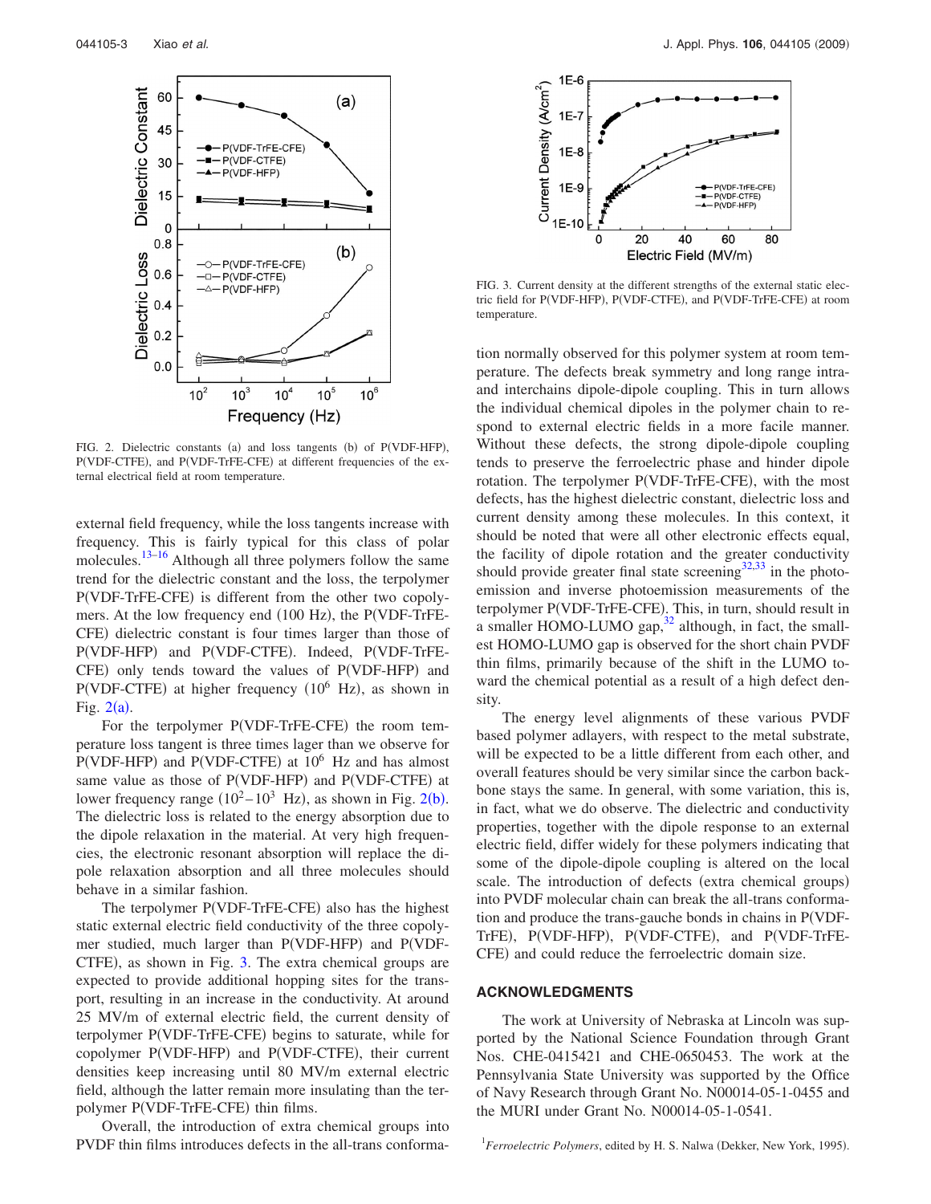FIG. 2. Dielectric constants (a) and loss tangents (b) of P(VDF-HFP), P(VDF-CTFE), and P(VDF-TrFE-CFE) at different frequencies of the external electrical field at room temperature.

external field frequency, while the loss tangents increase with frequency. This is fairly typical for this class of polar molecules.[13–16] Although all three polymers follow the same trend for the dielectric constant and the loss, the terpolymer P(VDF-TrFE-CFE) is different from the other two copolymers. At the low frequency end (100 Hz), the P(VDF-TrFE-CFE) dielectric constant is four times larger than those of P(VDF-HFP) and P(VDF-CTFE). Indeed, P(VDF-TrFE-CFE) only tends toward the values of P(VDF-HFP) and P(VDF-CTFE) at higher frequency ($10^6$ Hz), as shown in Fig. 2(a).

For the terpolymer P(VDF-TrFE-CFE) the room temperature loss tangent is three times lager than we observe for P(VDF-HFP) and P(VDF-CTFE) at $10^6$ Hz and has almost same value as those of P(VDF-HFP) and P(VDF-CTFE) at lower frequency range ($10^2$–$10^3$ Hz), as shown in Fig. 2(b). The dielectric loss is related to the energy absorption due to the dipole relaxation in the material. At very high frequencies, the electronic resonant absorption will replace the dipole relaxation absorption and all three molecules should behave in a similar fashion.

The terpolymer P(VDF-TrFE-CFE) also has the highest static external electric field conductivity of the three copolymer studied, much larger than P(VDF-HFP) and P(VDF-CTFE), as shown in Fig. 3. The extra chemical groups are expected to provide additional hopping sites for the transport, resulting in an increase in the conductivity. At around 25 MV/m of external electric field, the current density of terpolymer P(VDF-TrFE-CFE) begins to saturate, while for copolymer P(VDF-HFP) and P(VDF-CTFE), their current densities keep increasing until 80 MV/m external electric field, although the latter remain more insulating than the terpolymer P(VDF-TrFE-CFE) thin films.

Overall, the introduction of extra chemical groups into PVDF thin films introduces defects in the all-trans conformation normally observed for this polymer system at room temperature. The defects break symmetry and long range intra- and interchains dipole-dipole coupling. This in turn allows the individual chemical dipoles in the polymer chain to respond to external electric fields in a more facile manner. Without these defects, the strong dipole-dipole coupling tends to preserve the ferroelectric phase and hinder dipole rotation. The terpolymer P(VDF-TrFE-CFE), with the most defects, has the highest dielectric constant, dielectric loss and current density among these molecules. In this context, it should be noted that were all other electronic effects equal, the facility of dipole rotation and the greater conductivity should provide greater final state screening[32,33] in the photoemission and inverse photoemission measurements of the terpolymer P(VDF-TrFE-CFE). This, in turn, should result in a smaller HOMO-LUMO gap,[32] although, in fact, the smallest HOMO-LUMO gap is observed for the short chain PVDF thin films, primarily because of the shift in the LUMO toward the chemical potential as a result of a high defect density.

FIG. 3. Current density at the different strengths of the external static electric field for P(VDF-HFP), P(VDF-CTFE), and P(VDF-TrFE-CFE) at room temperature.

The energy level alignments of these various PVDF based polymer adlayers, with respect to the metal substrate, will be expected to be a little different from each other, and overall features should be very similar since the carbon backbone stays the same. In general, with some variation, this is, in fact, what we do observe. The dielectric and conductivity properties, together with the dipole response to an external electric field, differ widely for these polymers indicating that some of the dipole-dipole coupling is altered on the local scale. The introduction of defects (extra chemical groups) into PVDF molecular chain can break the all-trans conformation and produce the trans-gauche bonds in chains in P(VDF-TrFE), P(VDF-HFP), P(VDF-CTFE), and P(VDF-TrFE-CFE) and could reduce the ferroelectric domain size.

## ACKNOWLEDGMENTS

The work at University of Nebraska at Lincoln was supported by the National Science Foundation through Grant Nos. CHE-0415421 and CHE-0650453. The work at the Pennsylvania State University was supported by the Office of Navy Research through Grant No. N00014-05-1-0455 and the MURI under Grant No. N00014-05-1-0541.

[1] *Ferroelectric Polymers*, edited by H. S. Nalwa (Dekker, New York, 1995).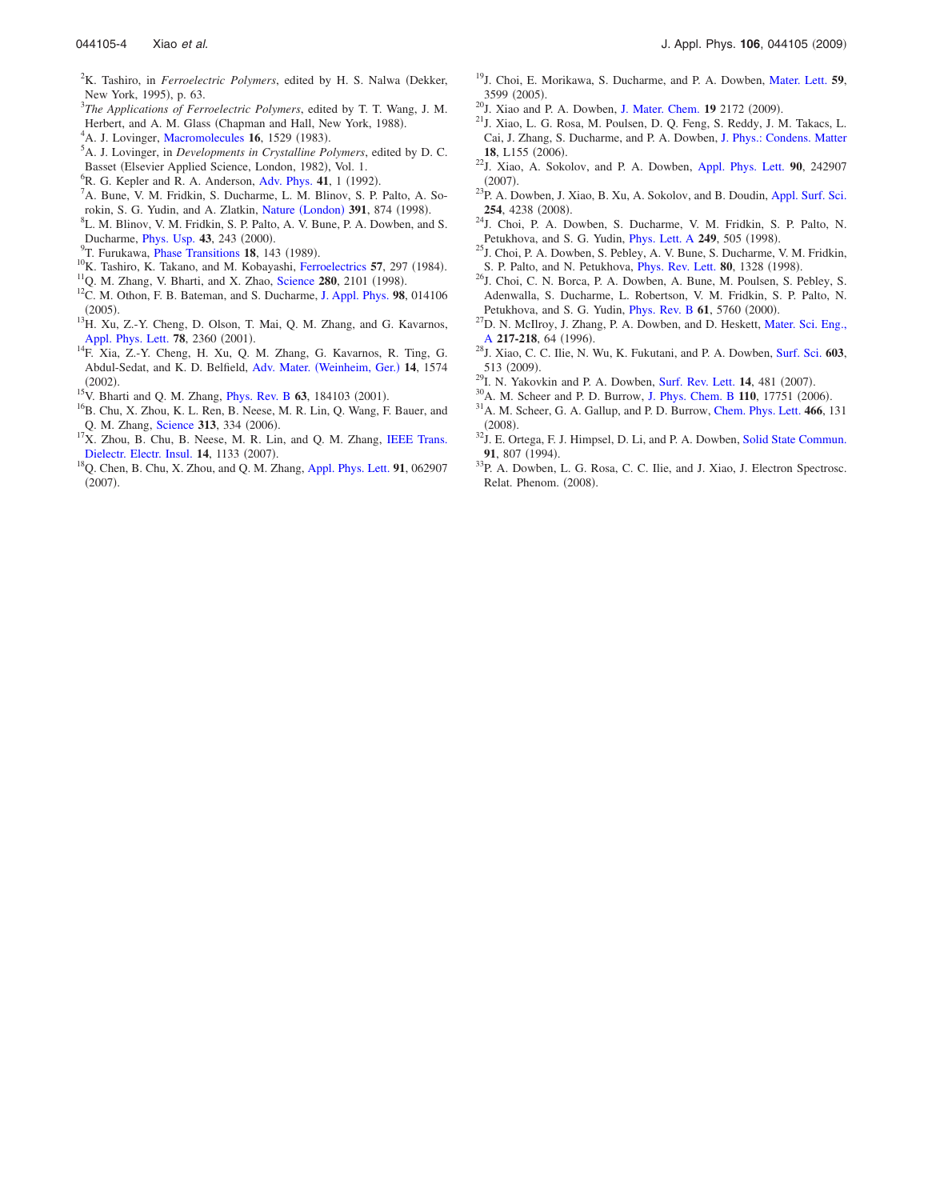[2] K. Tashiro, in *Ferroelectric Polymers*, edited by H. S. Nalwa (Dekker, New York, 1995), p. 63.

[3] *The Applications of Ferroelectric Polymers*, edited by T. T. Wang, J. M. Herbert, and A. M. Glass (Chapman and Hall, New York, 1988).

[4] A. J. Lovinger, Macromolecules **16**, 1529 (1983).

[5] A. J. Lovinger, in *Developments in Crystalline Polymers*, edited by D. C. Basset (Elsevier Applied Science, London, 1982), Vol. 1.

[6] R. G. Kepler and R. A. Anderson, Adv. Phys. **41**, 1 (1992).

[7] A. Bune, V. M. Fridkin, S. Ducharme, L. M. Blinov, S. P. Palto, A. Sorokin, S. G. Yudin, and A. Zlatkin, Nature (London) **391**, 874 (1998).

[8] L. M. Blinov, V. M. Fridkin, S. P. Palto, A. V. Bune, P. A. Dowben, and S. Ducharme, Phys. Usp. **43**, 243 (2000).

[9] T. Furukawa, Phase Transitions **18**, 143 (1989).

[10] K. Tashiro, K. Takano, and M. Kobayashi, Ferroelectrics **57**, 297 (1984).

[11] Q. M. Zhang, V. Bharti, and X. Zhao, Science **280**, 2101 (1998).

[12] C. M. Othon, F. B. Bateman, and S. Ducharme, J. Appl. Phys. **98**, 014106 (2005).

[13] H. Xu, Z.-Y. Cheng, D. Olson, T. Mai, Q. M. Zhang, and G. Kavarnos, Appl. Phys. Lett. **78**, 2360 (2001).

[14] F. Xia, Z.-Y. Cheng, H. Xu, Q. M. Zhang, G. Kavarnos, R. Ting, G. Abdul-Sedat, and K. D. Belfield, Adv. Mater. (Weinheim, Ger.) **14**, 1574 (2002).

[15] V. Bharti and Q. M. Zhang, Phys. Rev. B **63**, 184103 (2001).

[16] B. Chu, X. Zhou, K. L. Ren, B. Neese, M. R. Lin, Q. Wang, F. Bauer, and Q. M. Zhang, Science **313**, 334 (2006).

[17] X. Zhou, B. Chu, B. Neese, M. R. Lin, and Q. M. Zhang, IEEE Trans. Dielectr. Electr. Insul. **14**, 1133 (2007).

[18] Q. Chen, B. Chu, X. Zhou, and Q. M. Zhang, Appl. Phys. Lett. **91**, 062907 (2007).

[19] J. Choi, E. Morikawa, S. Ducharme, and P. A. Dowben, Mater. Lett. **59**, 3599 (2005).

[20] J. Xiao and P. A. Dowben, J. Mater. Chem. **19** 2172 (2009).

[21] J. Xiao, L. G. Rosa, M. Poulsen, D. Q. Feng, S. Reddy, J. M. Takacs, L. Cai, J. Zhang, S. Ducharme, and P. A. Dowben, J. Phys.: Condens. Matter **18**, L155 (2006).

[22] J. Xiao, A. Sokolov, and P. A. Dowben, Appl. Phys. Lett. **90**, 242907 (2007).

[23] P. A. Dowben, J. Xiao, B. Xu, A. Sokolov, and B. Doudin, Appl. Surf. Sci. **254**, 4238 (2008).

[24] J. Choi, P. A. Dowben, S. Ducharme, V. M. Fridkin, S. P. Palto, N. Petukhova, and S. G. Yudin, Phys. Lett. A **249**, 505 (1998).

[25] J. Choi, P. A. Dowben, S. Pebley, A. V. Bune, S. Ducharme, V. M. Fridkin, S. P. Palto, and N. Petukhova, Phys. Rev. Lett. **80**, 1328 (1998).

[26] J. Choi, C. N. Borca, P. A. Dowben, A. Bune, M. Poulsen, S. Pebley, S. Adenwalla, S. Ducharme, L. Robertson, V. M. Fridkin, S. P. Palto, N. Petukhova, and S. G. Yudin, Phys. Rev. B **61**, 5760 (2000).

[27] D. N. McIlroy, J. Zhang, P. A. Dowben, and D. Heskett, Mater. Sci. Eng., A **217-218**, 64 (1996).

[28] J. Xiao, C. C. Ilie, N. Wu, K. Fukutani, and P. A. Dowben, Surf. Sci. **603**, 513 (2009).

[29] I. N. Yakovkin and P. A. Dowben, Surf. Rev. Lett. **14**, 481 (2007).

[30] A. M. Scheer and P. D. Burrow, J. Phys. Chem. B **110**, 17751 (2006).

[31] A. M. Scheer, G. A. Gallup, and P. D. Burrow, Chem. Phys. Lett. **466**, 131 (2008).

[32] J. E. Ortega, F. J. Himpsel, D. Li, and P. A. Dowben, Solid State Commun. **91**, 807 (1994).

[33] P. A. Dowben, L. G. Rosa, C. C. Ilie, and J. Xiao, J. Electron Spectrosc. Relat. Phenom. (2008).